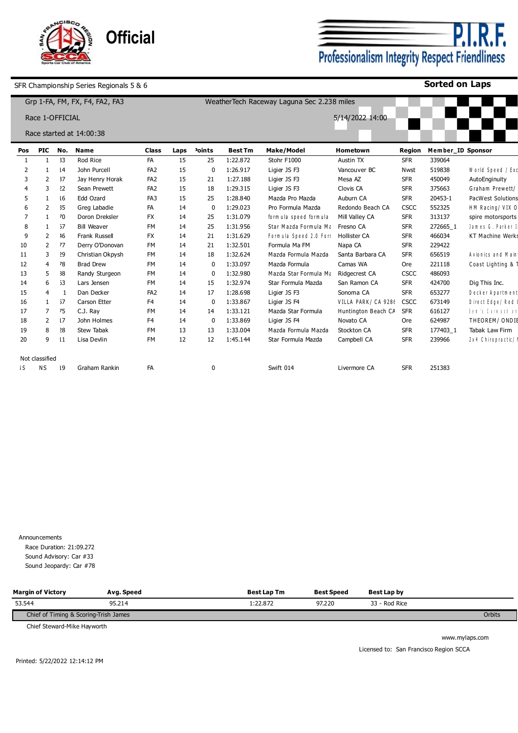**Official**

**P.I.R.F.**
Professionalism Integrity Respect Friendliness

SFR Championship Series Regionals 5 & 6 — **Sorted on Laps**

Grp 1-FA, FM, FX, F4, FA2, FA3 — WeatherTech Raceway Laguna Sec 2.238 miles

Race 1-OFFICIAL — 5/14/2022 14:00

Race started at 14:00:38

| Pos | PIC | No. | Name | Class | Laps | Points | Best Tm | Make/Model | Hometown | Region | Member_ID | Sponsor |
|---|---|---|---|---|---|---|---|---|---|---|---|---|
| 1 | 1 | 33 | Rod Rice | FA | 15 | 25 | 1:22.872 | Stohr F1000 | Austin TX | SFR | 339064 | |
| 2 | 1 | 14 | John Purcell | FA2 | 15 | 0 | 1:26.917 | Ligier JS F3 | Vancouver BC | Nwst | 519838 | World Speed / Exc |
| 3 | 2 | 37 | Jay Henry Horak | FA2 | 15 | 21 | 1:27.188 | Ligier JS F3 | Mesa AZ | SFR | 450049 | AutoEnginuity |
| 4 | 3 | 22 | Sean Prewett | FA2 | 15 | 18 | 1:29.315 | Ligier JS F3 | Clovis CA | SFR | 375663 | Graham Prewett/ |
| 5 | 1 | 16 | Edd Ozard | FA3 | 15 | 25 | 1:28.840 | Mazda Pro Mazda | Auburn CA | SFR | 20453-1 | PacWest Solutions |
| 6 | 2 | 35 | Greg Labadie | FA | 14 | 0 | 1:29.023 | Pro Formula Mazda | Redondo Beach CA | CSCC | 552325 | HM Racing/ VIX O |
| 7 | 1 | 70 | Doron Dreksler | FX | 14 | 25 | 1:31.079 | formula speed formula | Mill Valley CA | SFR | 313137 | spire motorsports |
| 8 | 1 | 57 | Bill Weaver | FM | 14 | 25 | 1:31.956 | Star Mazda Formula Ma | Fresno CA | SFR | 272665_1 | James G. Parker I |
| 9 | 2 | 46 | Frank Russell | FX | 14 | 21 | 1:31.629 | Formula Speed 2.0 Forr | Hollister CA | SFR | 466034 | KT Machine Werks |
| 10 | 2 | 77 | Derry O'Donovan | FM | 14 | 21 | 1:32.501 | Formula Ma FM | Napa CA | SFR | 229422 | |
| 11 | 3 | 29 | Christian Okpysh | FM | 14 | 18 | 1:32.624 | Mazda Formula Mazda | Santa Barbara CA | SFR | 656519 | Avionics and Main |
| 12 | 4 | 78 | Brad Drew | FM | 14 | 0 | 1:33.097 | Mazda Formula | Camas WA | Ore | 221118 | Coast Lighting & T |
| 13 | 5 | 38 | Randy Sturgeon | FM | 14 | 0 | 1:32.980 | Mazda Star Formula Ma | Ridgecrest CA | CSCC | 486093 | |
| 14 | 6 | 53 | Lars Jensen | FM | 14 | 15 | 1:32.974 | Star Formula Mazda | San Ramon CA | SFR | 424700 | Dig This Inc. |
| 15 | 4 | 1 | Dan Decker | FA2 | 14 | 17 | 1:28.698 | Ligier JS F3 | Sonoma CA | SFR | 653277 | Decker Apartment |
| 16 | 1 | 57 | Carson Etter | F4 | 14 | 0 | 1:33.867 | Ligier JS F4 | VILLA PARK/ CA 9286 | CSCC | 673149 | Direct Edge/ Red |
| 17 | 7 | 75 | C.J. Ray | FM | 14 | 14 | 1:33.121 | Mazda Star Formula | Huntington Beach CA | SFR | 616127 | Sen's Carwash an |
| 18 | 2 | 17 | John Holmes | F4 | 14 | 0 | 1:33.869 | Ligier JS F4 | Novato CA | Ore | 624987 | THEOREM/ ONDIE |
| 19 | 8 | 28 | Stew Tabak | FM | 13 | 13 | 1:33.004 | Mazda Formula Mazda | Stockton CA | SFR | 177403_1 | Tabak Law Firm |
| 20 | 9 | 11 | Lisa Devlin | FM | 12 | 12 | 1:45.144 | Star Formula Mazda | Campbell CA | SFR | 239966 | 2x4 Chiropractic/ |
| Not classified | | | | | | | | | | | | |
| NS | NS | 19 | Graham Rankin | FA | | 0 | | Swift 014 | Livermore CA | SFR | 251383 | |

Announcements
- Race Duration: 21:09.272
- Sound Advisory: Car #33
- Sound Jeopardy: Car #78

| Margin of Victory | Avg. Speed | Best Lap Tm | Best Speed | Best Lap by |
|---|---|---|---|---|
| 53.544 | 95.214 | 1:22.872 | 97.220 | 33 - Rod Rice |

Chief of Timing & Scoring-Trish James — Orbits

Chief Steward-Mike Hayworth

www.mylaps.com

Licensed to: San Francisco Region SCCA

Printed: 5/22/2022 12:14:12 PM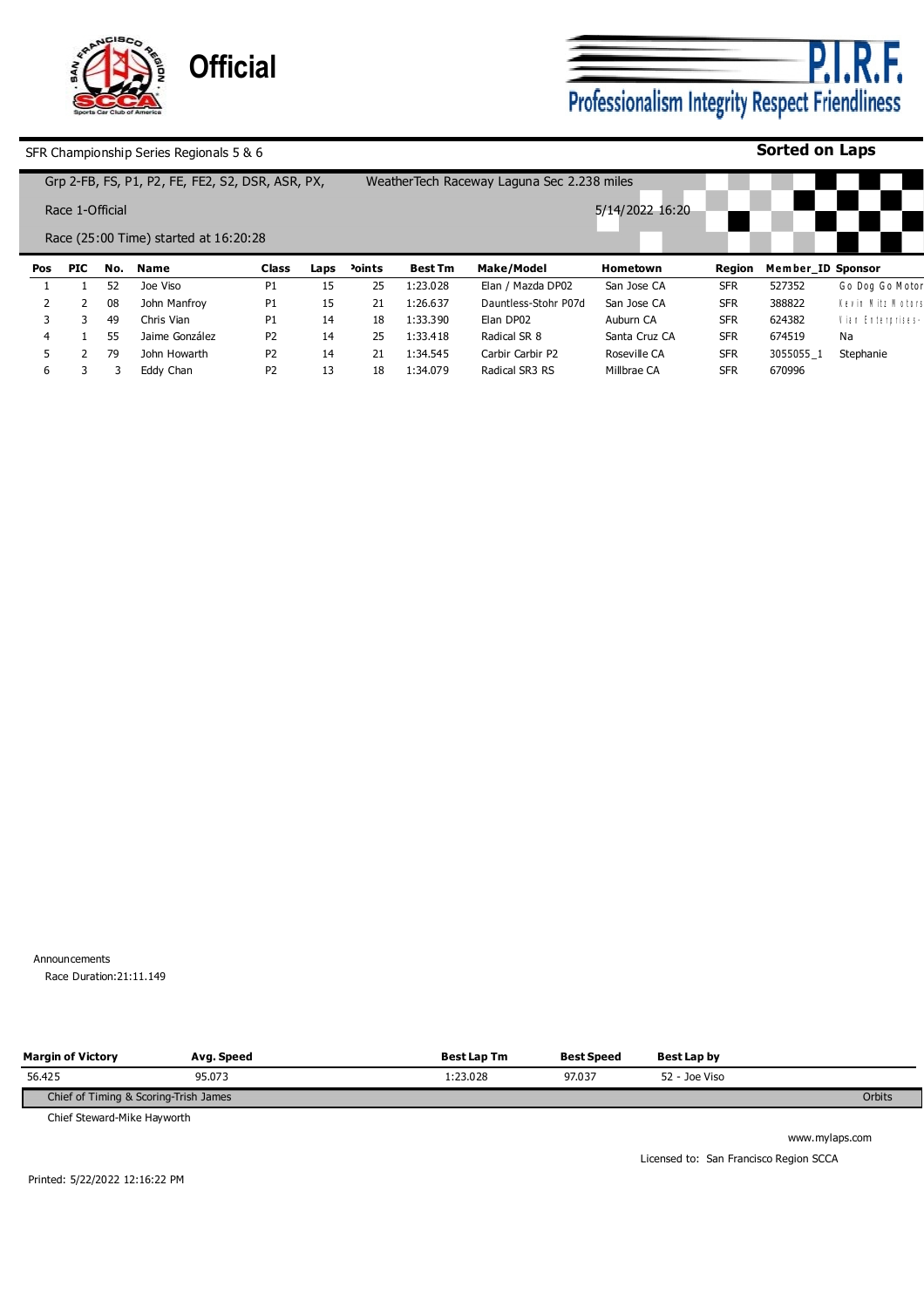**Official**

**P.I.R.F.**
Professionalism Integrity Respect Friendliness

SFR Championship Series Regionals 5 & 6

**Sorted on Laps**

Grp 2-FB, FS, P1, P2, FE, FE2, S2, DSR, ASR, PX,

WeatherTech Raceway Laguna Sec 2.238 miles

Race 1-Official

5/14/2022 16:20

Race (25:00 Time) started at 16:20:28

| Pos | PIC | No. | Name | Class | Laps | Points | Best Tm | Make/Model | Hometown | Region | Member_ID | Sponsor |
|---|---|---|---|---|---|---|---|---|---|---|---|---|
| 1 | 1 | 52 | Joe Viso | P1 | 15 | 25 | 1:23.028 | Elan / Mazda DP02 | San Jose CA | SFR | 527352 | Go Dog Go Motor |
| 2 | 2 | 08 | John Manfroy | P1 | 15 | 21 | 1:26.637 | Dauntless-Stohr P07d | San Jose CA | SFR | 388822 | Kevin Mitz Motors |
| 3 | 3 | 49 | Chris Vian | P1 | 14 | 18 | 1:33.390 | Elan DP02 | Auburn CA | SFR | 624382 | Vian Enterprises- |
| 4 | 1 | 55 | Jaime González | P2 | 14 | 25 | 1:33.418 | Radical SR 8 | Santa Cruz CA | SFR | 674519 | Na |
| 5 | 2 | 79 | John Howarth | P2 | 14 | 21 | 1:34.545 | Carbir Carbir P2 | Roseville CA | SFR | 3055055_1 | Stephanie |
| 6 | 3 | 3 | Eddy Chan | P2 | 13 | 18 | 1:34.079 | Radical SR3 RS | Millbrae CA | SFR | 670996 | |

Announcements

Race Duration:21:11.149

| Margin of Victory | Avg. Speed | Best Lap Tm | Best Speed | Best Lap by |
|---|---|---|---|---|
| 56.425 | 95.073 | 1:23.028 | 97.037 | 52 - Joe Viso |

Chief of Timing & Scoring-Trish James

Orbits

Chief Steward-Mike Hayworth

www.mylaps.com

Licensed to: San Francisco Region SCCA

Printed: 5/22/2022 12:16:22 PM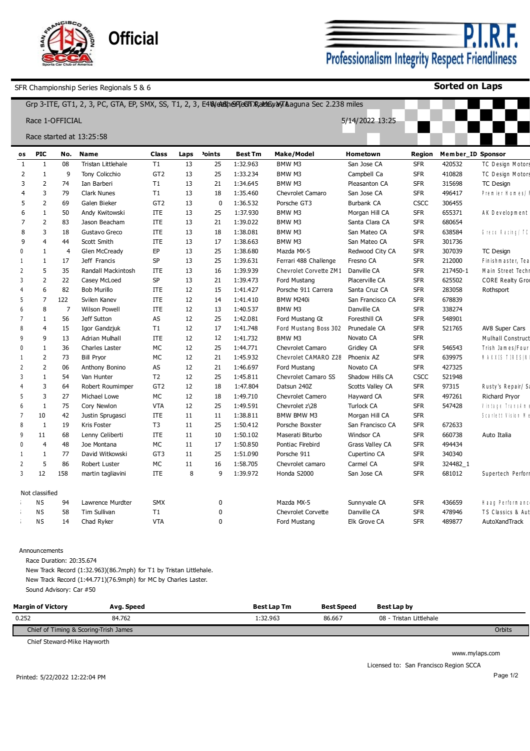# Official

**P.I.R.F.** Professionalism Integrity Respect Friendliness

SFR Championship Series Regionals 5 & 6

**Sorted on Laps**

Grp 3-ITE, GT1, 2, 3, PC, GTA, EP, SMX, SS, T1, 2, 3, E40, AS, SPEC, RX, MC, VTA — WeatherTech Raceway Laguna Sec 2.238 miles

Race 1-OFFICIAL — 5/14/2022 13:25

Race started at 13:25:58

| os | PIC | No. | Name | Class | Laps | Points | Best Tm | Make/Model | Hometown | Region | Member_ID | Sponsor |
|---|---|---|---|---|---|---|---|---|---|---|---|---|
| 1 | 1 | 08 | Tristan Littlehale | T1 | 13 | 25 | 1:32.963 | BMW M3 | San Jose CA | SFR | 420532 | TC Design Motors |
| 2 | 1 | 9 | Tony Colicchio | GT2 | 13 | 25 | 1:33.234 | BMW M3 | Campbell Ca | SFR | 410828 | TC Design Motors |
| 3 | 2 | 74 | Ian Barberi | T1 | 13 | 21 | 1:34.645 | BMW M3 | Pleasanton CA | SFR | 315698 | TC Design |
| 4 | 3 | 79 | Clark Nunes | T1 | 13 | 18 | 1:35.460 | Chevrolet Camaro | San Jose CA | SFR | 496417 | Premier Homes/ F |
| 5 | 2 | 69 | Galen Bieker | GT2 | 13 | 0 | 1:36.532 | Porsche GT3 | Burbank CA | CSCC | 306455 | |
| 6 | 1 | 50 | Andy Kwitowski | ITE | 13 | 25 | 1:37.930 | BMW M3 | Morgan Hill CA | SFR | 655371 | AK Development |
| 7 | 2 | 83 | Jason Beacham | ITE | 13 | 21 | 1:39.022 | BMW M3 | Santa Clara CA | SFR | 680654 | |
| 8 | 3 | 18 | Gustavo Greco | ITE | 13 | 18 | 1:38.081 | BMW M3 | San Mateo CA | SFR | 638584 | Greco Racing/ TC |
| 9 | 4 | 44 | Scott Smith | ITE | 13 | 17 | 1:38.663 | BMW M3 | San Mateo CA | SFR | 301736 | |
| 0 | 1 | 4 | Glen McCready | EP | 13 | 25 | 1:38.680 | Mazda MX-5 | Redwood City CA | SFR | 307039 | TC Design |
| 1 | 1 | 17 | Jeff Francis | SP | 13 | 25 | 1:39.631 | Ferrari 488 Challenge | Fresno CA | SFR | 212000 | Finishmaster, Tea |
| 2 | 5 | 35 | Randall Mackintosh | ITE | 13 | 16 | 1:39.939 | Chevrolet Corvette ZM1 | Danville CA | SFR | 217450-1 | Main Street Techn |
| 3 | 2 | 22 | Casey McLoed | SP | 13 | 21 | 1:39.473 | Ford Mustang | Placerville CA | SFR | 625502 | CORE Realty Gro |
| 4 | 6 | 82 | Bob Murillo | ITE | 12 | 15 | 1:41.427 | Porsche 911 Carrera | Santa Cruz CA | SFR | 283058 | Rothsport |
| 5 | 7 | 122 | Svilen Kanev | ITE | 12 | 14 | 1:41.410 | BMW M240i | San Francisco CA | SFR | 678839 | |
| 6 | 8 | 7 | Wilson Powell | ITE | 12 | 13 | 1:40.537 | BMW M3 | Danville CA | SFR | 338274 | |
| 7 | 1 | 56 | Jeff Sutton | AS | 12 | 25 | 1:42.081 | Ford Mustang Gt | Foresthill CA | SFR | 548901 | |
| 8 | 4 | 15 | Igor Gandzjuk | T1 | 12 | 17 | 1:41.748 | Ford Mustang Boss 302 | Prunedale CA | SFR | 521765 | AV8 Super Cars |
| 9 | 9 | 13 | Adrian Mulhall | ITE | 12 | 12 | 1:41.732 | BMW M3 | Novato CA | SFR | | Mulhall Construct |
| 0 | 1 | 36 | Charles Laster | MC | 12 | 25 | 1:44.771 | Chevrolet Camaro | Gridley CA | SFR | 546543 | Trish James/Four |
| 1 | 2 | 73 | Bill Pryor | MC | 12 | 21 | 1:45.932 | Chevrolet CAMARO Z28 | Phoenix AZ | SFR | 639975 | MAXXIS TIRES(N |
| 2 | 2 | 06 | Anthony Bonino | AS | 12 | 21 | 1:46.697 | Ford Mustang | Novato CA | SFR | 427325 | |
| 3 | 1 | 54 | Van Hunter | T2 | 12 | 25 | 1:45.811 | Chevrolet Camaro SS | Shadow Hills CA | CSCC | 521948 | |
| 4 | 3 | 64 | Robert Roumimper | GT2 | 12 | 18 | 1:47.804 | Datsun 240Z | Scotts Valley CA | SFR | 97315 | Rusty's Repair/ Sa |
| 5 | 3 | 27 | Michael Lowe | MC | 12 | 18 | 1:49.710 | Chevrolet Camero | Hayward CA | SFR | 497261 | Richard Pryor |
| 6 | 1 | 75 | Cory Newlon | VTA | 12 | 25 | 1:49.591 | Chevrolet z\28 | Turlock CA | SFR | 547428 | Vintage TransAm |
| 7 | 10 | 42 | Justin Sprugasci | ITE | 11 | 11 | 1:38.811 | BMW BMW M3 | Morgan Hill CA | SFR | | Scarlett Vision M |
| 8 | 1 | 19 | Kris Foster | T3 | 11 | 25 | 1:50.412 | Porsche Boxster | San Francisco CA | SFR | 672633 | |
| 9 | 11 | 68 | Lenny Celiberti | ITE | 11 | 10 | 1:50.102 | Maserati Biturbo | Windsor CA | SFR | 660738 | Auto Italia |
| 0 | 4 | 48 | Joe Montana | MC | 11 | 17 | 1:50.850 | Pontiac Firebird | Grass Valley CA | SFR | 494434 | |
| 1 | 1 | 77 | David Witkowski | GT3 | 11 | 25 | 1:51.090 | Porsche 911 | Cupertino CA | SFR | 340340 | |
| 2 | 5 | 86 | Robert Luster | MC | 11 | 16 | 1:58.705 | Chevrolet camaro | Carmel CA | SFR | 324482_1 | |
| 3 | 12 | 158 | martin tagliavini | ITE | 8 | 9 | 1:39.972 | Honda S2000 | San Jose CA | SFR | 681012 | Supertech Perforr |

Not classified

| os | PIC | No. | Name | Class | Laps | Points | Best Tm | Make/Model | Hometown | Region | Member_ID | Sponsor |
|---|---|---|---|---|---|---|---|---|---|---|---|---|
| | NS | 94 | Lawrence Murdter | SMX | | 0 | | Mazda MX-5 | Sunnyvale CA | SFR | 436659 | Haag Performance |
| | NS | 58 | Tim Sullivan | T1 | | 0 | | Chevrolet Corvette | Danville CA | SFR | 478946 | TS Classics & Aut |
| | NS | 14 | Chad Ryker | VTA | | 0 | | Ford Mustang | Elk Grove CA | SFR | 489877 | AutoXandTrack |

Announcements

Race Duration: 20:35.674

New Track Record (1:32.963)(86.7mph) for T1 by Tristan Littlehale.

New Track Record (1:44.771)(76.9mph) for MC by Charles Laster.

Sound Advisory: Car #50

| Margin of Victory | Avg. Speed | Best Lap Tm | Best Speed | Best Lap by |
|---|---|---|---|---|
| 0.252 | 84.762 | 1:32.963 | 86.667 | 08 - Tristan Littlehale |

Chief of Timing & Scoring-Trish James — Orbits

Chief Steward-Mike Hayworth

www.mylaps.com

Licensed to: San Francisco Region SCCA

Printed: 5/22/2022 12:22:04 PM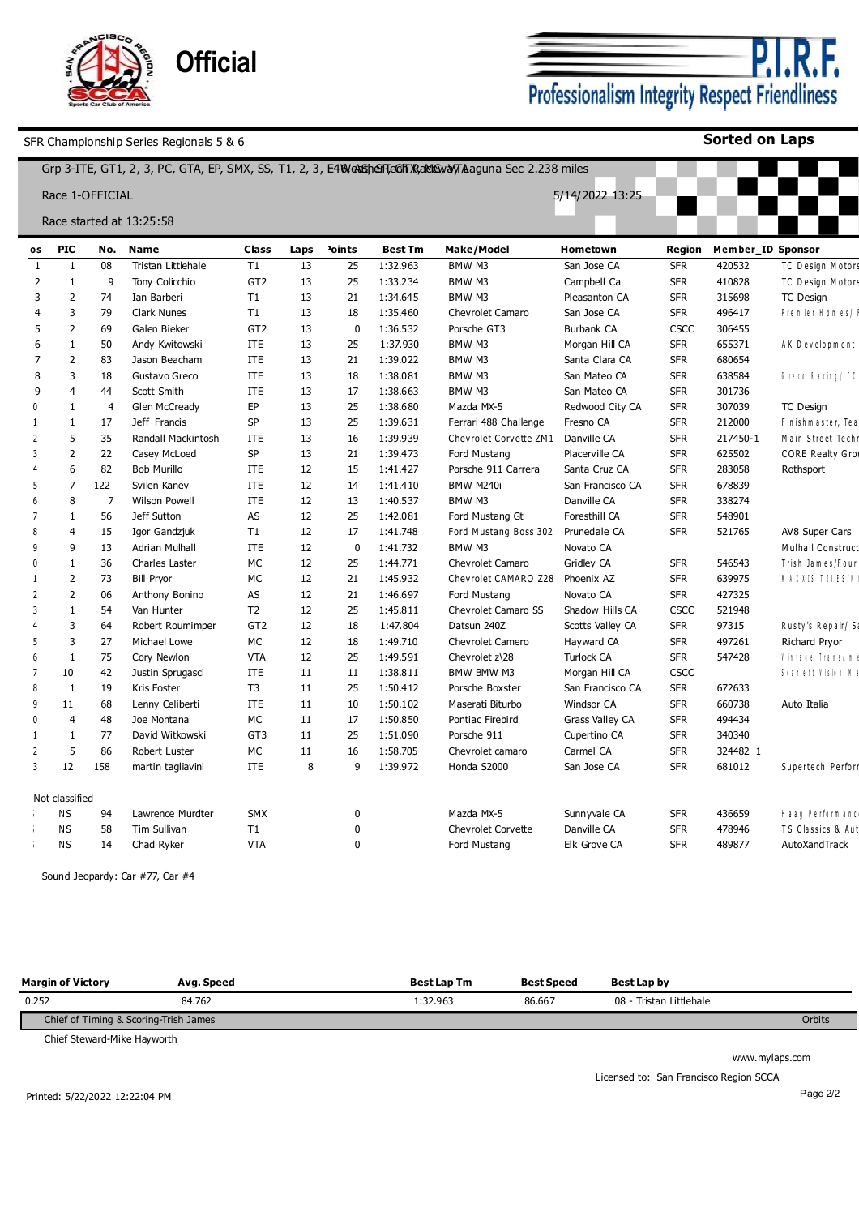**Official**

**P.I.R.F.**
Professionalism Integrity Respect Friendliness

SFR Championship Series Regionals 5 & 6 — **Sorted on Laps**

Grp 3-ITE, GT1, 2, 3, PC, GTA, EP, SMX, SS, T1, 2, 3, E4 WeatherTech Raceway Laguna Sec 2.238 miles

Race 1-OFFICIAL — 5/14/2022 13:25

Race started at 13:25:58

| os | PIC | No. | Name | Class | Laps | Points | Best Tm | Make/Model | Hometown | Region | Member_ID | Sponsor |
|---|---|---|---|---|---|---|---|---|---|---|---|---|
| 1 | 1 | 08 | Tristan Littlehale | T1 | 13 | 25 | 1:32.963 | BMW M3 | San Jose CA | SFR | 420532 | TC Design Motors |
| 2 | 1 | 9 | Tony Colicchio | GT2 | 13 | 25 | 1:33.234 | BMW M3 | Campbell Ca | SFR | 410828 | TC Design Motors |
| 3 | 2 | 74 | Ian Barberi | T1 | 13 | 21 | 1:34.645 | BMW M3 | Pleasanton CA | SFR | 315698 | TC Design |
| 4 | 3 | 79 | Clark Nunes | T1 | 13 | 18 | 1:35.460 | Chevrolet Camaro | San Jose CA | SFR | 496417 | Premier Homes/ |
| 5 | 2 | 69 | Galen Bieker | GT2 | 13 | 0 | 1:36.532 | Porsche GT3 | Burbank CA | CSCC | 306455 | |
| 6 | 1 | 50 | Andy Kwitowski | ITE | 13 | 25 | 1:37.930 | BMW M3 | Morgan Hill CA | SFR | 655371 | AK Development |
| 7 | 2 | 83 | Jason Beacham | ITE | 13 | 21 | 1:39.022 | BMW M3 | Santa Clara CA | SFR | 680654 | |
| 8 | 3 | 18 | Gustavo Greco | ITE | 13 | 18 | 1:38.081 | BMW M3 | San Mateo CA | SFR | 638584 | Greco Racing/ TC |
| 9 | 4 | 44 | Scott Smith | ITE | 13 | 17 | 1:38.663 | BMW M3 | San Mateo CA | SFR | 301736 | |
| 0 | 1 | 4 | Glen McCready | EP | 13 | 25 | 1:38.680 | Mazda MX-5 | Redwood City CA | SFR | 307039 | TC Design |
| 1 | 1 | 17 | Jeff Francis | SP | 13 | 25 | 1:39.631 | Ferrari 488 Challenge | Fresno CA | SFR | 212000 | Finishmaster, Tea |
| 2 | 5 | 35 | Randall Mackintosh | ITE | 13 | 16 | 1:39.939 | Chevrolet Corvette ZM1 | Danville CA | SFR | 217450-1 | Main Street Techr |
| 3 | 2 | 22 | Casey McLoed | SP | 13 | 21 | 1:39.473 | Ford Mustang | Placerville CA | SFR | 625502 | CORE Realty Gro |
| 4 | 6 | 82 | Bob Murillo | ITE | 12 | 15 | 1:41.427 | Porsche 911 Carrera | Santa Cruz CA | SFR | 283058 | Rothsport |
| 5 | 7 | 122 | Svilen Kanev | ITE | 12 | 14 | 1:41.410 | BMW M240i | San Francisco CA | SFR | 678839 | |
| 6 | 8 | 7 | Wilson Powell | ITE | 12 | 13 | 1:40.537 | BMW M3 | Danville CA | SFR | 338274 | |
| 7 | 1 | 56 | Jeff Sutton | AS | 12 | 25 | 1:42.081 | Ford Mustang Gt | Foresthill CA | SFR | 548901 | |
| 8 | 4 | 15 | Igor Gandzjuk | T1 | 12 | 17 | 1:41.748 | Ford Mustang Boss 302 | Prunedale CA | SFR | 521765 | AV8 Super Cars |
| 9 | 9 | 13 | Adrian Mulhall | ITE | 12 | 0 | 1:41.732 | BMW M3 | Novato CA | | | Mulhall Construct |
| 0 | 1 | 36 | Charles Laster | MC | 12 | 25 | 1:44.771 | Chevrolet Camaro | Gridley CA | SFR | 546543 | Trish James/Four |
| 1 | 2 | 73 | Bill Pryor | MC | 12 | 21 | 1:45.932 | Chevrolet CAMARO Z28 | Phoenix AZ | SFR | 639975 | MAXXIS TIRES(N |
| 2 | 2 | 06 | Anthony Bonino | AS | 12 | 21 | 1:46.697 | Ford Mustang | Novato CA | SFR | 427325 | |
| 3 | 1 | 54 | Van Hunter | T2 | 12 | 25 | 1:45.811 | Chevrolet Camaro SS | Shadow Hills CA | CSCC | 521948 | |
| 4 | 3 | 64 | Robert Roumimper | GT2 | 12 | 18 | 1:47.804 | Datsun 240Z | Scotts Valley CA | SFR | 97315 | Rusty's Repair/ S |
| 5 | 3 | 27 | Michael Lowe | MC | 12 | 18 | 1:49.710 | Chevrolet Camero | Hayward CA | SFR | 497261 | Richard Pryor |
| 6 | 1 | 75 | Cory Newlon | VTA | 12 | 25 | 1:49.591 | Chevrolet z\28 | Turlock CA | SFR | 547428 | Vintage TransAm |
| 7 | 10 | 42 | Justin Sprugasci | ITE | 11 | 11 | 1:38.811 | BMW BMW M3 | Morgan Hill CA | CSCC | | Scarlett Vision |
| 8 | 1 | 19 | Kris Foster | T3 | 11 | 25 | 1:50.412 | Porsche Boxster | San Francisco CA | SFR | 672633 | |
| 9 | 11 | 68 | Lenny Celiberti | ITE | 11 | 10 | 1:50.102 | Maserati Biturbo | Windsor CA | SFR | 660738 | Auto Italia |
| 0 | 4 | 48 | Joe Montana | MC | 11 | 17 | 1:50.850 | Pontiac Firebird | Grass Valley CA | SFR | 494434 | |
| 1 | 1 | 77 | David Witkowski | GT3 | 11 | 25 | 1:51.090 | Porsche 911 | Cupertino CA | SFR | 340340 | |
| 2 | 5 | 86 | Robert Luster | MC | 11 | 16 | 1:58.705 | Chevrolet camaro | Carmel CA | SFR | 324482_1 | |
| 3 | 12 | 158 | martin tagliavini | ITE | 8 | 9 | 1:39.972 | Honda S2000 | San Jose CA | SFR | 681012 | Supertech Perfor |

Not classified

| os | PIC | No. | Name | Class | Laps | Points | Best Tm | Make/Model | Hometown | Region | Member_ID | Sponsor |
|---|---|---|---|---|---|---|---|---|---|---|---|---|
| | NS | 94 | Lawrence Murdter | SMX | | 0 | | Mazda MX-5 | Sunnyvale CA | SFR | 436659 | Haag Performance |
| | NS | 58 | Tim Sullivan | T1 | | 0 | | Chevrolet Corvette | Danville CA | SFR | 478946 | TS Classics & Aut |
| | NS | 14 | Chad Ryker | VTA | | 0 | | Ford Mustang | Elk Grove CA | SFR | 489877 | AutoXandTrack |

Sound Jeopardy: Car #77, Car #4

| Margin of Victory | Avg. Speed | Best Lap Tm | Best Speed | Best Lap by |
|---|---|---|---|---|
| 0.252 | 84.762 | 1:32.963 | 86.667 | 08 - Tristan Littlehale |

Chief of Timing & Scoring-Trish James — Orbits

Chief Steward-Mike Hayworth

www.mylaps.com

Licensed to: San Francisco Region SCCA

Printed: 5/22/2022 12:22:04 PM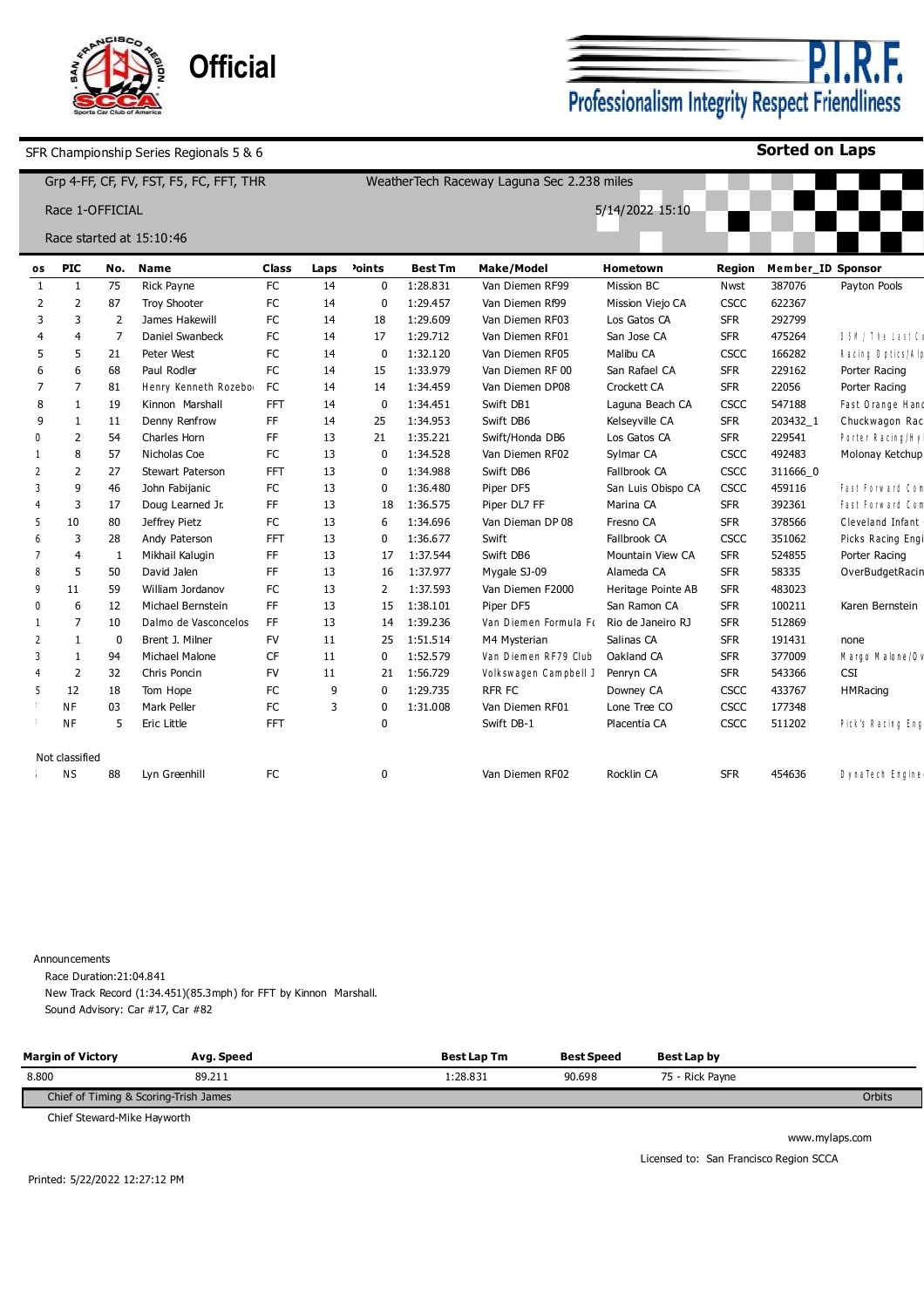Official

P.I.R.F.
Professionalism Integrity Respect Friendliness

SFR Championship Series Regionals 5 & 6

**Sorted on Laps**

Grp 4-FF, CF, FV, FST, F5, FC, FFT, THR — WeatherTech Raceway Laguna Sec 2.238 miles

Race 1-OFFICIAL — 5/14/2022 15:10

Race started at 15:10:46

| os | PIC | No. | Name | Class | Laps | ›oints | Best Tm | Make/Model | Hometown | Region | Member_ID | Sponsor |
|---|---|---|---|---|---|---|---|---|---|---|---|---|
| 1 | 1 | 75 | Rick Payne | FC | 14 | 0 | 1:28.831 | Van Diemen RF99 | Mission BC | Nwst | 387076 | Payton Pools |
| 2 | 2 | 87 | Troy Shooter | FC | 14 | 0 | 1:29.457 | Van Diemen Rf99 | Mission Viejo CA | CSCC | 622367 | |
| 3 | 3 | 2 | James Hakewill | FC | 14 | 18 | 1:29.609 | Van Diemen RF03 | Los Gatos CA | SFR | 292799 | |
| 4 | 4 | 7 | Daniel Swanbeck | FC | 14 | 17 | 1:29.712 | Van Diemen RF01 | San Jose CA | SFR | 475264 | DSW/The Last Cu |
| 5 | 5 | 21 | Peter West | FC | 14 | 0 | 1:32.120 | Van Diemen RF05 | Malibu CA | CSCC | 166282 | Racing Optics/Alp |
| 6 | 6 | 68 | Paul Rodler | FC | 14 | 15 | 1:33.979 | Van Diemen RF 00 | San Rafael CA | SFR | 229162 | Porter Racing |
| 7 | 7 | 81 | Henry Kenneth Rozebo | FC | 14 | 14 | 1:34.459 | Van Diemen DP08 | Crockett CA | SFR | 22056 | Porter Racing |
| 8 | 1 | 19 | Kinnon Marshall | FFT | 14 | 0 | 1:34.451 | Swift DB1 | Laguna Beach CA | CSCC | 547188 | Fast Orange Hand |
| 9 | 1 | 11 | Denny Renfrow | FF | 14 | 25 | 1:34.953 | Swift DB6 | Kelseyville CA | SFR | 203432_1 | Chuckwagon Rac |
| 0 | 2 | 54 | Charles Horn | FF | 13 | 21 | 1:35.221 | Swift/Honda DB6 | Los Gatos CA | SFR | 229541 | Porter Racing/Hy |
| 1 | 8 | 57 | Nicholas Coe | FC | 13 | 0 | 1:34.528 | Van Diemen RF02 | Sylmar CA | CSCC | 492483 | Molonay Ketchup |
| 2 | 2 | 27 | Stewart Paterson | FFT | 13 | 0 | 1:34.988 | Swift DB6 | Fallbrook CA | CSCC | 311666_0 | |
| 3 | 9 | 46 | John Fabijanic | FC | 13 | 0 | 1:36.480 | Piper DF5 | San Luis Obispo CA | CSCC | 459116 | Fast Forward Com |
| 4 | 3 | 17 | Doug Learned Jr. | FF | 13 | 18 | 1:36.575 | Piper DL7 FF | Marina CA | SFR | 392361 | Fast Forward Com |
| 5 | 10 | 80 | Jeffrey Pietz | FC | 13 | 6 | 1:34.696 | Van Dieman DP 08 | Fresno CA | SFR | 378566 | Cleveland Infant |
| 6 | 3 | 28 | Andy Paterson | FFT | 13 | 0 | 1:36.677 | Swift | Fallbrook CA | CSCC | 351062 | Picks Racing Engi |
| 7 | 4 | 1 | Mikhail Kalugin | FF | 13 | 17 | 1:37.544 | Swift DB6 | Mountain View CA | SFR | 524855 | Porter Racing |
| 8 | 5 | 50 | David Jalen | FF | 13 | 16 | 1:37.977 | Mygale SJ-09 | Alameda CA | SFR | 58335 | OverBudgetRacin |
| 9 | 11 | 59 | William Jordanov | FC | 13 | 2 | 1:37.593 | Van Diemen F2000 | Heritage Pointe AB | SFR | 483023 | |
| 0 | 6 | 12 | Michael Bernstein | FF | 13 | 15 | 1:38.101 | Piper DF5 | San Ramon CA | SFR | 100211 | Karen Bernstein |
| 1 | 7 | 10 | Dalmo de Vasconcelos | FF | 13 | 14 | 1:39.236 | Van Diemen Formula F | Rio de Janeiro RJ | SFR | 512869 | |
| 2 | 1 | 0 | Brent J. Milner | FV | 11 | 25 | 1:51.514 | M4 Mysterian | Salinas CA | SFR | 191431 | none |
| 3 | 1 | 94 | Michael Malone | CF | 11 | 0 | 1:52.579 | Van Diemen RF79 Club | Oakland CA | SFR | 377009 | Margo Malone/Ov |
| 4 | 2 | 32 | Chris Poncin | FV | 11 | 21 | 1:56.729 | Volkswagen Campbell J | Penryn CA | SFR | 543366 | CSI |
| 5 | 12 | 18 | Tom Hope | FC | 9 | 0 | 1:29.735 | RFR FC | Downey CA | CSCC | 433767 | HMRacing |
| | NF | 03 | Mark Peller | FC | 3 | 0 | 1:31.008 | Van Diemen RF01 | Lone Tree CO | CSCC | 177348 | |
| | NF | 5 | Eric Little | FFT | | 0 | | Swift DB-1 | Placentia CA | CSCC | 511202 | Pick's Racing Eng |

Not classified

| os | PIC | No. | Name | Class | Laps | ›oints | Best Tm | Make/Model | Hometown | Region | Member_ID | Sponsor |
|---|---|---|---|---|---|---|---|---|---|---|---|---|
| | NS | 88 | Lyn Greenhill | FC | | 0 | | Van Diemen RF02 | Rocklin CA | SFR | 454636 | DynaTech Engine |

Announcements

Race Duration:21:04.841

New Track Record (1:34.451)(85.3mph) for FFT by Kinnon Marshall.

Sound Advisory: Car #17, Car #82

| Margin of Victory | Avg. Speed | Best Lap Tm | Best Speed | Best Lap by |
|---|---|---|---|---|
| 8.800 | 89.211 | 1:28.831 | 90.698 | 75 - Rick Payne |

Chief of Timing & Scoring-Trish James — Orbits

Chief Steward-Mike Hayworth

www.mylaps.com

Licensed to: San Francisco Region SCCA

Printed: 5/22/2022 12:27:12 PM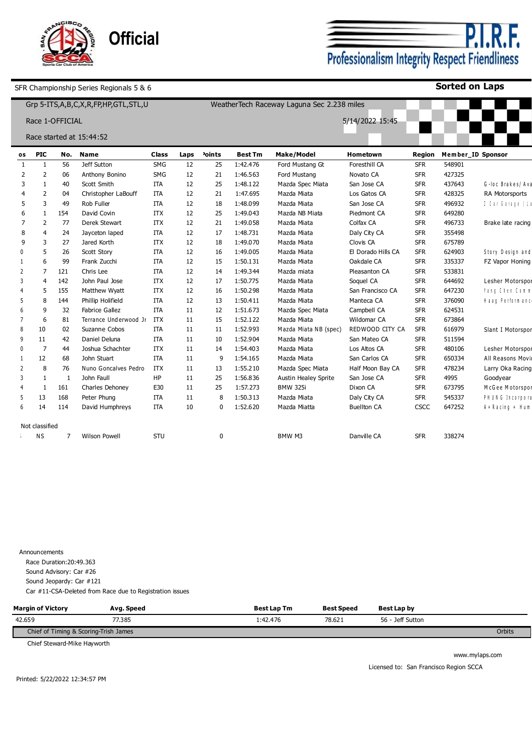Official

**P.I.R.F.**
Professionalism Integrity Respect Friendliness

SFR Championship Series Regionals 5 & 6 — **Sorted on Laps**

Grp 5-ITS,A,B,C,X,R,FP,HP,GTL,STL,U — WeatherTech Raceway Laguna Sec 2.238 miles

Race 1-OFFICIAL — 5/14/2022 15:45

Race started at 15:44:52

| os | PIC | No. | Name | Class | Laps | Points | Best Tm | Make/Model | Hometown | Region | Member_ID | Sponsor |
|---|---|---|---|---|---|---|---|---|---|---|---|---|
| 1 | 1 | 56 | Jeff Sutton | SMG | 12 | 25 | 1:42.476 | Ford Mustang Gt | Foresthill CA | SFR | 548901 | |
| 2 | 2 | 06 | Anthony Bonino | SMG | 12 | 21 | 1:46.563 | Ford Mustang | Novato CA | SFR | 427325 | |
| 3 | 1 | 40 | Scott Smith | ITA | 12 | 25 | 1:48.122 | Mazda Spec Miata | San Jose CA | SFR | 437643 | G-loc Brakes/Ava |
| 4 | 2 | 04 | Christopher LaBouff | ITA | 12 | 21 | 1:47.695 | Mazda Miata | Los Gatos CA | SFR | 428325 | RA Motorsports |
| 5 | 3 | 49 | Rob Fuller | ITA | 12 | 18 | 1:48.099 | Mazda Miata | San Jose CA | SFR | 496932 | I Car Garage / La |
| 6 | 1 | 154 | David Covin | ITX | 12 | 25 | 1:49.043 | Mazda NB Miata | Piedmont CA | SFR | 649280 | |
| 7 | 2 | 77 | Derek Stewart | ITX | 12 | 21 | 1:49.058 | Mazda Miata | Colfax CA | SFR | 496733 | Brake late racing |
| 8 | 4 | 24 | Jayceton laped | ITA | 12 | 17 | 1:48.731 | Mazda Miata | Daly City CA | SFR | 355498 | |
| 9 | 3 | 27 | Jared Korth | ITX | 12 | 18 | 1:49.070 | Mazda Miata | Clovis CA | SFR | 675789 | |
| 0 | 5 | 26 | Scott Story | ITA | 12 | 16 | 1:49.005 | Mazda Miata | El Dorado Hills CA | SFR | 624903 | Story Design and |
| 1 | 6 | 99 | Frank Zucchi | ITA | 12 | 15 | 1:50.131 | Mazda Miata | Oakdale CA | SFR | 335337 | FZ Vapor Honing |
| 2 | 7 | 121 | Chris Lee | ITA | 12 | 14 | 1:49.344 | Mazda miata | Pleasanton CA | SFR | 533831 | |
| 3 | 4 | 142 | John Paul Jose | ITX | 12 | 17 | 1:50.775 | Mazda Miata | Soquel CA | SFR | 644692 | Lesher Motorspor |
| 4 | 5 | 155 | Matthew Wyatt | ITX | 12 | 16 | 1:50.298 | Mazda Miata | San Francisco CA | SFR | 647230 | Fang Chen Comm |
| 5 | 8 | 144 | Phillip Holifield | ITA | 12 | 13 | 1:50.411 | Mazda Miata | Manteca CA | SFR | 376090 | Haag Performanc |
| 6 | 9 | 32 | Fabrice Gallez | ITA | 11 | 12 | 1:51.673 | Mazda Spec Miata | Campbell CA | SFR | 624531 | |
| 7 | 6 | 81 | Terrance Underwood Jr | ITX | 11 | 15 | 1:52.122 | Mazda Miata | Wildomar CA | SFR | 673864 | |
| 8 | 10 | 02 | Suzanne Cobos | ITA | 11 | 11 | 1:52.993 | Mazda Miata NB (spec) | REDWOOD CITY CA | SFR | 616979 | Slant I Motorspor |
| 9 | 11 | 42 | Daniel Deluna | ITA | 11 | 10 | 1:52.904 | Mazda Miata | San Mateo CA | SFR | 511594 | |
| 0 | 7 | 44 | Joshua Schachter | ITX | 11 | 14 | 1:54.403 | Mazda Miata | Los Altos CA | SFR | 480106 | Lesher Motorspor |
| 1 | 12 | 68 | John Stuart | ITA | 11 | 9 | 1:54.165 | Mazda Miata | San Carlos CA | SFR | 650334 | All Reasons Movi |
| 2 | 8 | 76 | Nuno Goncalves Pedro | ITX | 11 | 13 | 1:55.210 | Mazda Spec Miata | Half Moon Bay CA | SFR | 478234 | Larry Oka Racing |
| 3 | 1 | 1 | John Faull | HP | 11 | 25 | 1:56.836 | Austin Healey Sprite | San Jose CA | SFR | 4995 | Goodyear |
| 4 | 1 | 161 | Charles Dehoney | E30 | 11 | 25 | 1:57.273 | BMW 325i | Dixon CA | SFR | 673795 | McGee Motorspor |
| 5 | 13 | 168 | Peter Phung | ITA | 11 | 8 | 1:50.313 | Mazda Miata | Daly City CA | SFR | 545337 | PHUNG Incorpora |
| 6 | 14 | 114 | David Humphreys | ITA | 10 | 0 | 1:52.620 | Mazda Miatta | Buellton CA | CSCC | 647252 | A+Racing + Hum |

Not classified

| os | PIC | No. | Name | Class | Laps | Points | Best Tm | Make/Model | Hometown | Region | Member_ID | Sponsor |
|---|---|---|---|---|---|---|---|---|---|---|---|---|
| | NS | 7 | Wilson Powell | STU | | 0 | | BMW M3 | Danville CA | SFR | 338274 | |

Announcements

Race Duration:20:49.363
Sound Advisory: Car #26
Sound Jeopardy: Car #121
Car #11-CSA-Deleted from Race due to Registration issues

| Margin of Victory | Avg. Speed | Best Lap Tm | Best Speed | Best Lap by |
|---|---|---|---|---|
| 42.659 | 77.385 | 1:42.476 | 78.621 | 56 - Jeff Sutton |

Chief of Timing & Scoring-Trish James — Orbits

Chief Steward-Mike Hayworth

www.mylaps.com

Licensed to: San Francisco Region SCCA

Printed: 5/22/2022 12:34:57 PM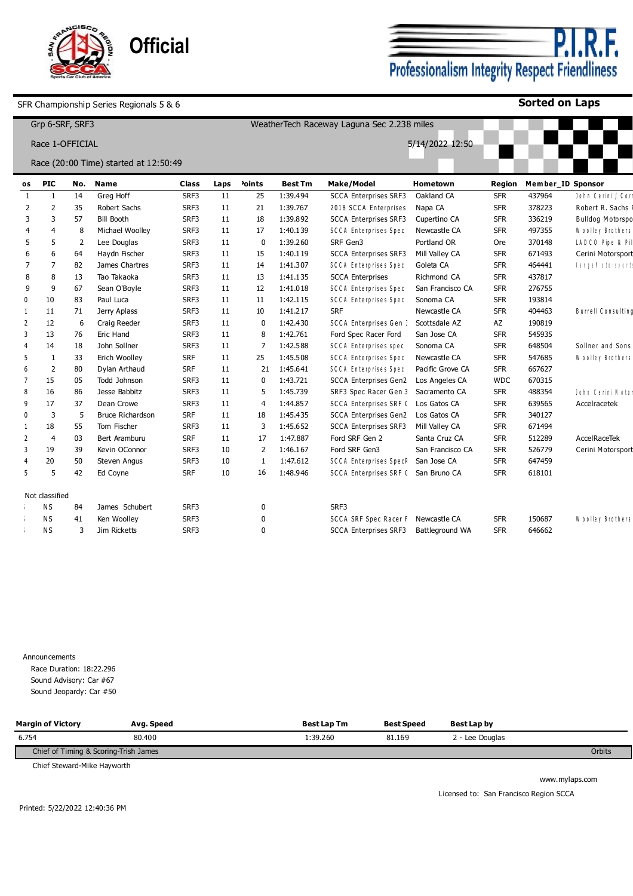**Official**

**P.I.R.F.**
**Professionalism Integrity Respect Friendliness**

SFR Championship Series Regionals 5 & 6 — **Sorted on Laps**

Grp 6-SRF, SRF3 — WeatherTech Raceway Laguna Sec 2.238 miles

Race 1-OFFICIAL — 5/14/2022 12:50

Race (20:00 Time) started at 12:50:49

| os | PIC | No. | Name | Class | Laps | Points | Best Tm | Make/Model | Hometown | Region | Member_ID | Sponsor |
|---|---|---|---|---|---|---|---|---|---|---|---|---|
| 1 | 1 | 14 | Greg Hoff | SRF3 | 11 | 25 | 1:39.494 | SCCA Enterprises SRF3 | Oakland CA | SFR | 437964 | John Cerini / Corr |
| 2 | 2 | 35 | Robert Sachs | SRF3 | 11 | 21 | 1:39.767 | 2018 SCCA Enterprises | Napa CA | SFR | 378223 | Robert R. Sachs I |
| 3 | 3 | 57 | Bill Booth | SRF3 | 11 | 18 | 1:39.892 | SCCA Enterprises SRF3 | Cupertino CA | SFR | 336219 | Bulldog Motorspo |
| 4 | 4 | 8 | Michael Woolley | SRF3 | 11 | 17 | 1:40.139 | SCCA Enterprises Spec | Newcastle CA | SFR | 497355 | Woolley Brothers |
| 5 | 5 | 2 | Lee Douglas | SRF3 | 11 | 0 | 1:39.260 | SRF Gen3 | Portland OR | Ore | 370148 | LADCO Pipe & Pil |
| 6 | 6 | 64 | Haydn Fischer | SRF3 | 11 | 15 | 1:40.119 | SCCA Enterprises SRF3 | Mill Valley CA | SFR | 671493 | Cerini Motorsport |
| 7 | 7 | 82 | James Chartres | SRF3 | 11 | 14 | 1:41.307 | SCCA Enterprises Spec | Goleta CA | SFR | 464441 | Tangaw Motorsports |
| 8 | 8 | 13 | Tao Takaoka | SRF3 | 11 | 13 | 1:41.135 | SCCA Enterprises | Richmond CA | SFR | 437817 | |
| 9 | 9 | 67 | Sean O'Boyle | SRF3 | 11 | 12 | 1:41.018 | SCCA Enterprises Spec | San Francisco CA | SFR | 276755 | |
| 0 | 10 | 83 | Paul Luca | SRF3 | 11 | 11 | 1:42.115 | SCCA Enterprises Spec | Sonoma CA | SFR | 193814 | |
| 1 | 11 | 71 | Jerry Aplass | SRF3 | 11 | 10 | 1:41.217 | SRF | Newcastle CA | SFR | 404463 | Burrell Consulting |
| 2 | 12 | 6 | Craig Reeder | SRF3 | 11 | 0 | 1:42.430 | SCCA Enterprises Gen 3 | Scottsdale AZ | AZ | 190819 | |
| 3 | 13 | 76 | Eric Hand | SRF3 | 11 | 8 | 1:42.761 | Ford Spec Racer Ford | San Jose CA | SFR | 545935 | |
| 4 | 14 | 18 | John Sollner | SRF3 | 11 | 7 | 1:42.588 | SCCA Enterprises spec | Sonoma CA | SFR | 648504 | Sollner and Sons |
| 5 | 1 | 33 | Erich Woolley | SRF | 11 | 25 | 1:45.508 | SCCA Enterprises Spec | Newcastle CA | SFR | 547685 | Woolley Brothers |
| 6 | 2 | 80 | Dylan Arthaud | SRF | 11 | 21 | 1:45.641 | SCCA Enterprises Spec | Pacific Grove CA | SFR | 667627 | |
| 7 | 15 | 05 | Todd Johnson | SRF3 | 11 | 0 | 1:43.721 | SCCA Enterprises Gen2 | Los Angeles CA | WDC | 670315 | |
| 8 | 16 | 86 | Jesse Babbitz | SRF3 | 11 | 5 | 1:45.739 | SRF3 Spec Racer Gen 3 | Sacramento CA | SFR | 488354 | John Cerini Motor |
| 9 | 17 | 37 | Dean Crowe | SRF3 | 11 | 4 | 1:44.857 | SCCA Enterprises SRF ( | Los Gatos CA | SFR | 639565 | Accelracetek |
| 0 | 3 | 5 | Bruce Richardson | SRF | 11 | 18 | 1:45.435 | SCCA Enterprises Gen2 | Los Gatos CA | SFR | 340127 | |
| 1 | 18 | 55 | Tom Fischer | SRF3 | 11 | 3 | 1:45.652 | SCCA Enterprises SRF3 | Mill Valley CA | SFR | 671494 | |
| 2 | 4 | 03 | Bert Aramburu | SRF | 11 | 17 | 1:47.887 | Ford SRF Gen 2 | Santa Cruz CA | SFR | 512289 | AccelRaceTek |
| 3 | 19 | 39 | Kevin OConnor | SRF3 | 10 | 2 | 1:46.167 | Ford SRF Gen3 | San Francisco CA | SFR | 526779 | Cerini Motorsport |
| 4 | 20 | 50 | Steven Angus | SRF3 | 10 | 1 | 1:47.612 | SCCA Enterprises SpecR | San Jose CA | SFR | 647459 | |
| 5 | 5 | 42 | Ed Coyne | SRF | 10 | 16 | 1:48.946 | SCCA Enterprises SRF ( | San Bruno CA | SFR | 618101 | |

**Not classified**

| os | PIC | No. | Name | Class | Laps | Points | Best Tm | Make/Model | Hometown | Region | Member_ID | Sponsor |
|---|---|---|---|---|---|---|---|---|---|---|---|---|
| | NS | 84 | James Schubert | SRF3 | | 0 | | SRF3 | | | | |
| | NS | 41 | Ken Woolley | SRF3 | | 0 | | SCCA SRF Spec Racer F | Newcastle CA | SFR | 150687 | Woolley Brothers |
| | NS | 3 | Jim Ricketts | SRF3 | | 0 | | SCCA Enterprises SRF3 | Battleground WA | SFR | 646662 | |

Announcements
- Race Duration: 18:22.296
- Sound Advisory: Car #67
- Sound Jeopardy: Car #50

| Margin of Victory | Avg. Speed | Best Lap Tm | Best Speed | Best Lap by |
|---|---|---|---|---|
| 6.754 | 80.400 | 1:39.260 | 81.169 | 2 - Lee Douglas |

Chief of Timing & Scoring-Trish James — Orbits

Chief Steward-Mike Hayworth

www.mylaps.com

Licensed to: San Francisco Region SCCA

Printed: 5/22/2022 12:40:36 PM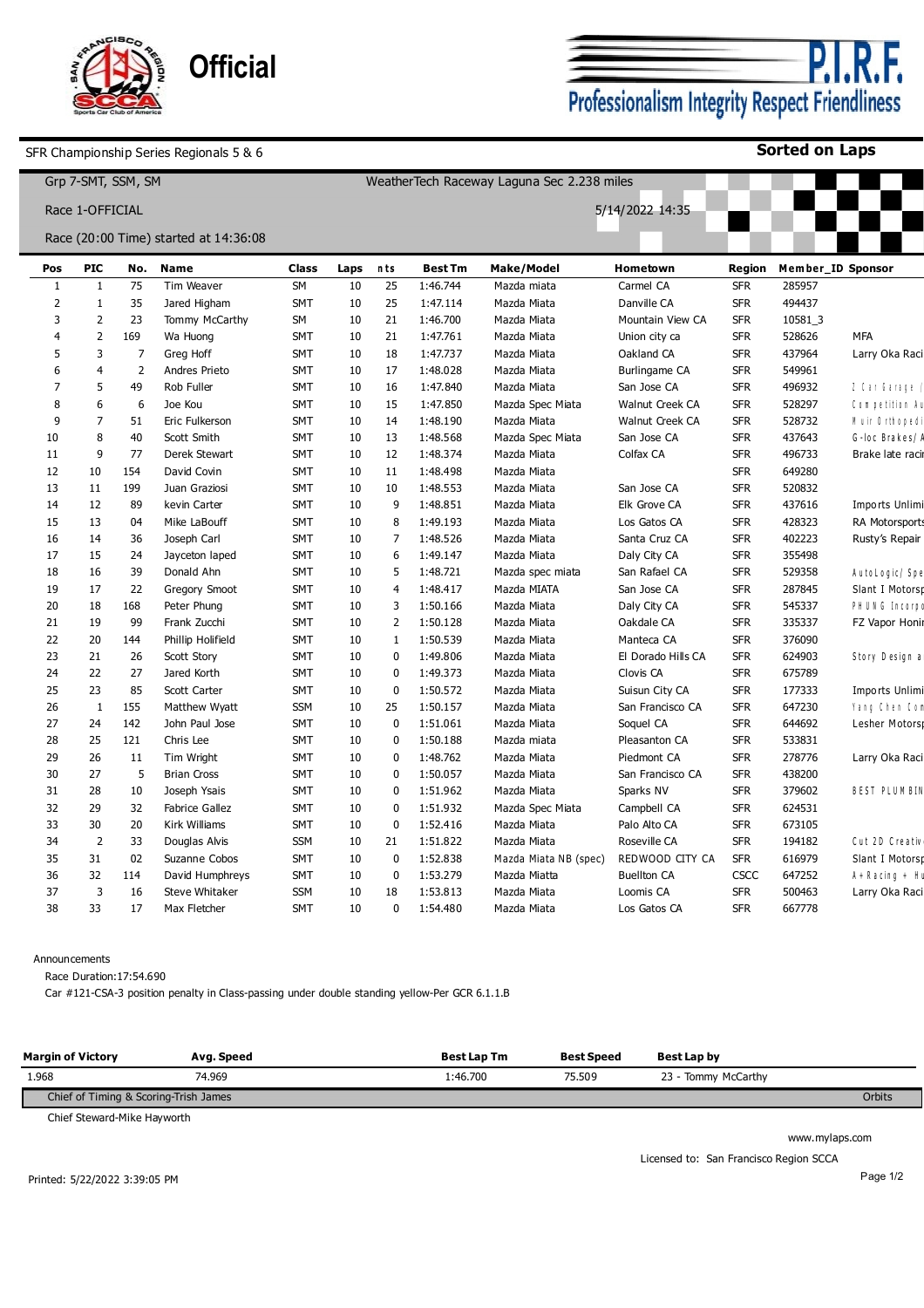**Official**

**P.I.R.F.**
**Professionalism Integrity Respect Friendliness**

SFR Championship Series Regionals 5 & 6 — **Sorted on Laps**

Grp 7-SMT, SSM, SM — WeatherTech Raceway Laguna Sec 2.238 miles

Race 1-OFFICIAL — 5/14/2022 14:35

Race (20:00 Time) started at 14:36:08

| Pos | PIC | No. | Name | Class | Laps | nts | Best Tm | Make/Model | Hometown | Region | Member_ID | Sponsor |
|---|---|---|---|---|---|---|---|---|---|---|---|---|
| 1 | 1 | 75 | Tim Weaver | SM | 10 | 25 | 1:46.744 | Mazda miata | Carmel CA | SFR | 285957 | |
| 2 | 1 | 35 | Jared Higham | SMT | 10 | 25 | 1:47.114 | Mazda Miata | Danville CA | SFR | 494437 | |
| 3 | 2 | 23 | Tommy McCarthy | SM | 10 | 21 | 1:46.700 | Mazda Miata | Mountain View CA | SFR | 10581_3 | |
| 4 | 2 | 169 | Wa Huong | SMT | 10 | 21 | 1:47.761 | Mazda Miata | Union city ca | SFR | 528626 | MFA |
| 5 | 3 | 7 | Greg Hoff | SMT | 10 | 18 | 1:47.737 | Mazda Miata | Oakland CA | SFR | 437964 | Larry Oka Raci |
| 6 | 4 | 2 | Andres Prieto | SMT | 10 | 17 | 1:48.028 | Mazda Miata | Burlingame CA | SFR | 549961 | |
| 7 | 5 | 49 | Rob Fuller | SMT | 10 | 16 | 1:47.840 | Mazda Miata | San Jose CA | SFR | 496932 | 2 Car Garage / |
| 8 | 6 | 6 | Joe Kou | SMT | 10 | 15 | 1:47.850 | Mazda Spec Miata | Walnut Creek CA | SFR | 528297 | Competition Au |
| 9 | 7 | 51 | Eric Fulkerson | SMT | 10 | 14 | 1:48.190 | Mazda Miata | Walnut Creek CA | SFR | 528732 | Muir Orthopedi |
| 10 | 8 | 40 | Scott Smith | SMT | 10 | 13 | 1:48.568 | Mazda Spec Miata | San Jose CA | SFR | 437643 | G-loc Brakes/ A |
| 11 | 9 | 77 | Derek Stewart | SMT | 10 | 12 | 1:48.374 | Mazda Miata | Colfax CA | SFR | 496733 | Brake late raci |
| 12 | 10 | 154 | David Covin | SMT | 10 | 11 | 1:48.498 | Mazda Miata | | SFR | 649280 | |
| 13 | 11 | 199 | Juan Graziosi | SMT | 10 | 10 | 1:48.553 | Mazda Miata | San Jose CA | SFR | 520832 | |
| 14 | 12 | 89 | kevin Carter | SMT | 10 | 9 | 1:48.851 | Mazda Miata | Elk Grove CA | SFR | 437616 | Imports Unlimi |
| 15 | 13 | 04 | Mike LaBouff | SMT | 10 | 8 | 1:49.193 | Mazda Miata | Los Gatos CA | SFR | 428323 | RA Motorsports |
| 16 | 14 | 36 | Joseph Carl | SMT | 10 | 7 | 1:48.526 | Mazda Miata | Santa Cruz CA | SFR | 402223 | Rusty's Repair |
| 17 | 15 | 24 | Jayceton laped | SMT | 10 | 6 | 1:49.147 | Mazda Miata | Daly City CA | SFR | 355498 | |
| 18 | 16 | 39 | Donald Ahn | SMT | 10 | 5 | 1:48.721 | Mazda spec miata | San Rafael CA | SFR | 529358 | AutoLogic/ Spe |
| 19 | 17 | 22 | Gregory Smoot | SMT | 10 | 4 | 1:48.417 | Mazda MIATA | San Jose CA | SFR | 287845 | Slant I Motorsp |
| 20 | 18 | 168 | Peter Phung | SMT | 10 | 3 | 1:50.166 | Mazda Miata | Daly City CA | SFR | 545337 | PHUNG Incorpo |
| 21 | 19 | 99 | Frank Zucchi | SMT | 10 | 2 | 1:50.128 | Mazda Miata | Oakdale CA | SFR | 335337 | FZ Vapor Honi |
| 22 | 20 | 144 | Phillip Holifield | SMT | 10 | 1 | 1:50.539 | Mazda Miata | Manteca CA | SFR | 376090 | |
| 23 | 21 | 26 | Scott Story | SMT | 10 | 0 | 1:49.806 | Mazda Miata | El Dorado Hills CA | SFR | 624903 | Story Design a |
| 24 | 22 | 27 | Jared Korth | SMT | 10 | 0 | 1:49.373 | Mazda Miata | Clovis CA | SFR | 675789 | |
| 25 | 23 | 85 | Scott Carter | SMT | 10 | 0 | 1:50.572 | Mazda Miata | Suisun City CA | SFR | 177333 | Imports Unlimi |
| 26 | 1 | 155 | Matthew Wyatt | SSM | 10 | 25 | 1:50.157 | Mazda Miata | San Francisco CA | SFR | 647230 | Yang Chen Com |
| 27 | 24 | 142 | John Paul Jose | SMT | 10 | 0 | 1:51.061 | Mazda Miata | Soquel CA | SFR | 644692 | Lesher Motorsp |
| 28 | 25 | 121 | Chris Lee | SMT | 10 | 0 | 1:50.188 | Mazda miata | Pleasanton CA | SFR | 533831 | |
| 29 | 26 | 11 | Tim Wright | SMT | 10 | 0 | 1:48.762 | Mazda Miata | Piedmont CA | SFR | 278776 | Larry Oka Raci |
| 30 | 27 | 5 | Brian Cross | SMT | 10 | 0 | 1:50.057 | Mazda Miata | San Francisco CA | SFR | 438200 | |
| 31 | 28 | 10 | Joseph Ysais | SMT | 10 | 0 | 1:51.962 | Mazda Miata | Sparks NV | SFR | 379602 | BEST PLUMBIN |
| 32 | 29 | 32 | Fabrice Gallez | SMT | 10 | 0 | 1:51.932 | Mazda Spec Miata | Campbell CA | SFR | 624531 | |
| 33 | 30 | 20 | Kirk Williams | SMT | 10 | 0 | 1:52.416 | Mazda Miata | Palo Alto CA | SFR | 673105 | |
| 34 | 2 | 33 | Douglas Alvis | SSM | 10 | 21 | 1:51.822 | Mazda Miata | Roseville CA | SFR | 194182 | Cut 2D Creativ |
| 35 | 31 | 02 | Suzanne Cobos | SMT | 10 | 0 | 1:52.838 | Mazda Miata NB (spec) | REDWOOD CITY CA | SFR | 616979 | Slant I Motorsp |
| 36 | 32 | 114 | David Humphreys | SMT | 10 | 0 | 1:53.279 | Mazda Miatta | Buellton CA | CSCC | 647252 | A+Racing + Hu |
| 37 | 3 | 16 | Steve Whitaker | SSM | 10 | 18 | 1:53.813 | Mazda Miata | Loomis CA | SFR | 500463 | Larry Oka Raci |
| 38 | 33 | 17 | Max Fletcher | SMT | 10 | 0 | 1:54.480 | Mazda Miata | Los Gatos CA | SFR | 667778 | |

Announcements

Race Duration:17:54.690

Car #121-CSA-3 position penalty in Class-passing under double standing yellow-Per GCR 6.1.1.B

| Margin of Victory | Avg. Speed | Best Lap Tm | Best Speed | Best Lap by |
|---|---|---|---|---|
| 1.968 | 74.969 | 1:46.700 | 75.509 | 23 - Tommy McCarthy |

Chief of Timing & Scoring-Trish James — Orbits

Chief Steward-Mike Hayworth

www.mylaps.com

Licensed to: San Francisco Region SCCA

Printed: 5/22/2022 3:39:05 PM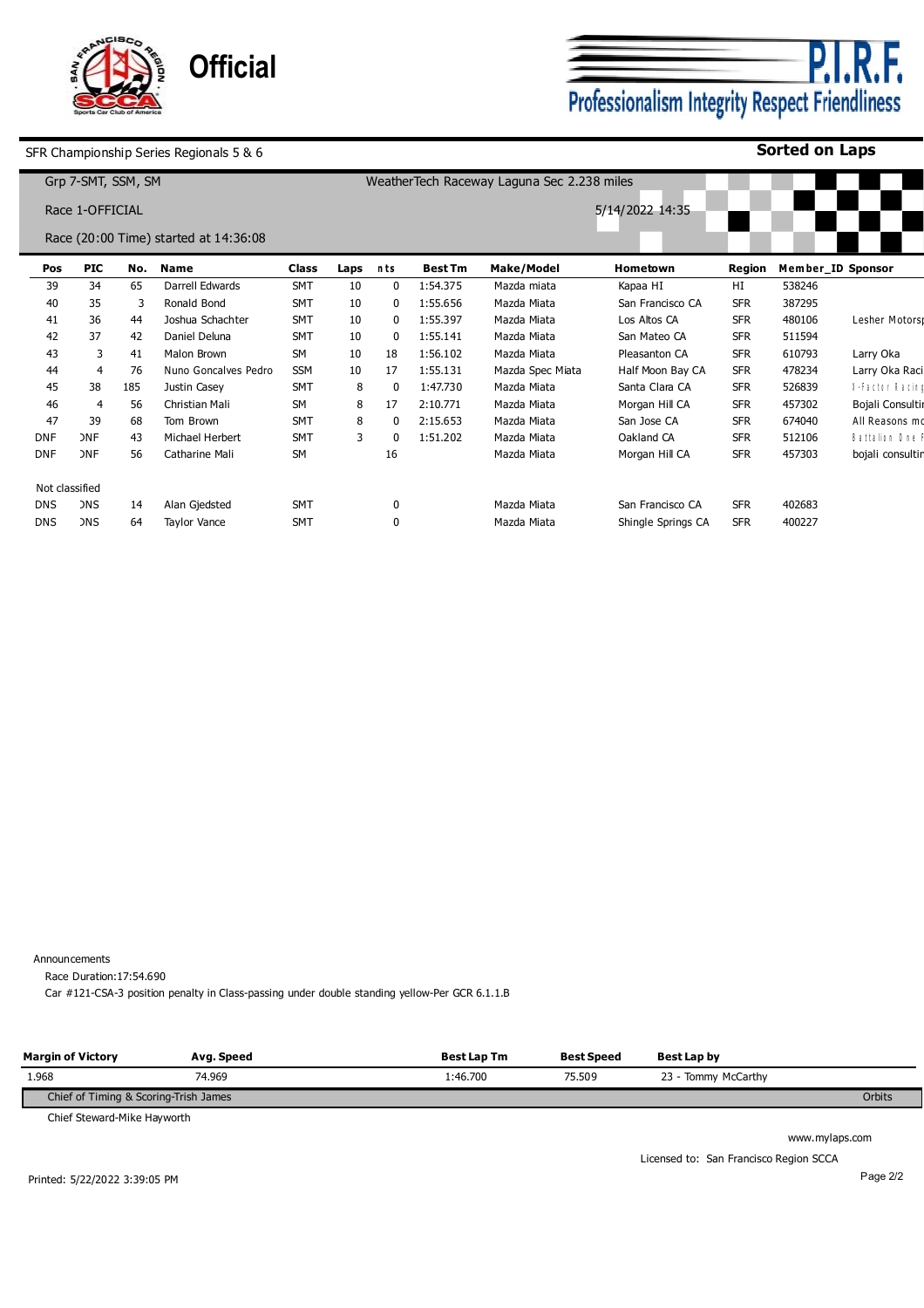Official

P.I.R.F.
Professionalism Integrity Respect Friendliness

SFR Championship Series Regionals 5 & 6

**Sorted on Laps**

Grp 7-SMT, SSM, SM — WeatherTech Raceway Laguna Sec 2.238 miles

Race 1-OFFICIAL — 5/14/2022 14:35

Race (20:00 Time) started at 14:36:08

| Pos | PIC | No. | Name | Class | Laps | nts | Best Tm | Make/Model | Hometown | Region | Member_ID | Sponsor |
|---|---|---|---|---|---|---|---|---|---|---|---|---|
| 39 | 34 | 65 | Darrell Edwards | SMT | 10 | 0 | 1:54.375 | Mazda miata | Kapaa HI | HI | 538246 | |
| 40 | 35 | 3 | Ronald Bond | SMT | 10 | 0 | 1:55.656 | Mazda Miata | San Francisco CA | SFR | 387295 | |
| 41 | 36 | 44 | Joshua Schachter | SMT | 10 | 0 | 1:55.397 | Mazda Miata | Los Altos CA | SFR | 480106 | Lesher Motorsp |
| 42 | 37 | 42 | Daniel Deluna | SMT | 10 | 0 | 1:55.141 | Mazda Miata | San Mateo CA | SFR | 511594 | |
| 43 | 3 | 41 | Malon Brown | SM | 10 | 18 | 1:56.102 | Mazda Miata | Pleasanton CA | SFR | 610793 | Larry Oka |
| 44 | 4 | 76 | Nuno Goncalves Pedro | SSM | 10 | 17 | 1:55.131 | Mazda Spec Miata | Half Moon Bay CA | SFR | 478234 | Larry Oka Raci |
| 45 | 38 | 185 | Justin Casey | SMT | 8 | 0 | 1:47.730 | Mazda Miata | Santa Clara CA | SFR | 526839 | X-Factor Racing |
| 46 | 4 | 56 | Christian Mali | SM | 8 | 17 | 2:10.771 | Mazda Miata | Morgan Hill CA | SFR | 457302 | Bojali Consultin |
| 47 | 39 | 68 | Tom Brown | SMT | 8 | 0 | 2:15.653 | Mazda Miata | San Jose CA | SFR | 674040 | All Reasons mo |
| DNF | DNF | 43 | Michael Herbert | SMT | 3 | 0 | 1:51.202 | Mazda Miata | Oakland CA | SFR | 512106 | Battalion One F |
| DNF | DNF | 56 | Catharine Mali | SM | | 16 | | Mazda Miata | Morgan Hill CA | SFR | 457303 | bojali consultin |
| Not classified | | | | | | | | | | | | |
| DNS | DNS | 14 | Alan Gjedsted | SMT | | 0 | | Mazda Miata | San Francisco CA | SFR | 402683 | |
| DNS | DNS | 64 | Taylor Vance | SMT | | 0 | | Mazda Miata | Shingle Springs CA | SFR | 400227 | |

Announcements

Race Duration:17:54.690

Car #121-CSA-3 position penalty in Class-passing under double standing yellow-Per GCR 6.1.1.B

| Margin of Victory | Avg. Speed | Best Lap Tm | Best Speed | Best Lap by |
|---|---|---|---|---|
| 1.968 | 74.969 | 1:46.700 | 75.509 | 23 - Tommy McCarthy |

Chief of Timing & Scoring-Trish James — Orbits

Chief Steward-Mike Hayworth

www.mylaps.com

Licensed to: San Francisco Region SCCA

Printed: 5/22/2022 3:39:05 PM